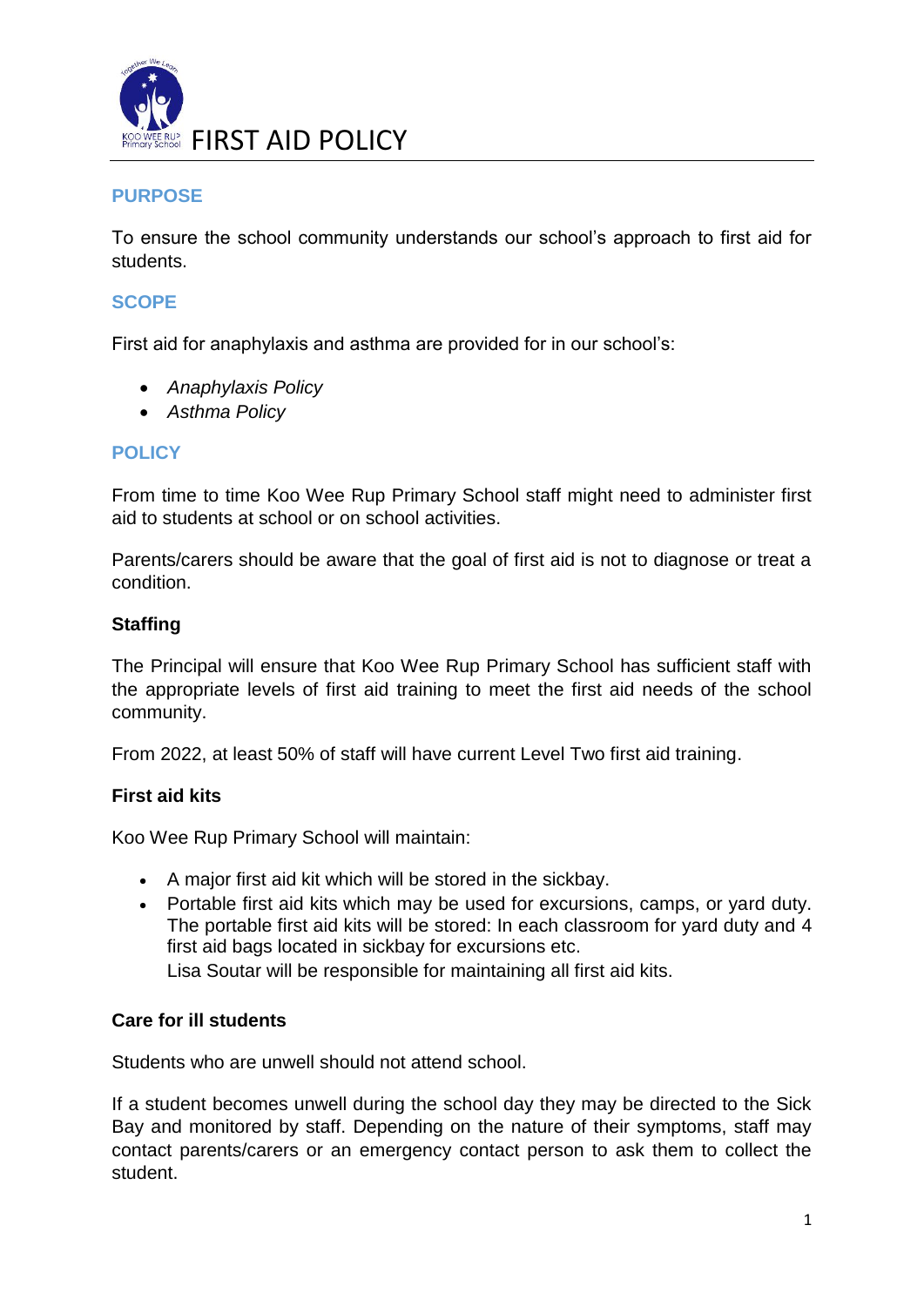# FIRST AID POLICY

## PURPOSE

To ensure the school community understands our school's approach to first aid for students.

## SCOPE

First aid for anaphylaxis and asthma are provided for in our school's:

- *Anaphylaxis Policy*
- *Asthma Policy*

## POLICY

From time to time Koo Wee Rup Primary School staff might need to administer first aid to students at school or on school activities.

Parents/carers should be aware that the goal of first aid is not to diagnose or treat a condition.

### Staffing

The Principal will ensure that Koo Wee Rup Primary School has sufficient staff with the appropriate levels of first aid training to meet the first aid needs of the school community.

From 2022, at least 50% of staff will have current Level Two first aid training.

### First aid kits

Koo Wee Rup Primary School will maintain:

- A major first aid kit which will be stored in the sickbay.
- Portable first aid kits which may be used for excursions, camps, or yard duty. The portable first aid kits will be stored: In each classroom for yard duty and 4 first aid bags located in sickbay for excursions etc.
  Lisa Soutar will be responsible for maintaining all first aid kits.

### Care for ill students

Students who are unwell should not attend school.

If a student becomes unwell during the school day they may be directed to the Sick Bay and monitored by staff. Depending on the nature of their symptoms, staff may contact parents/carers or an emergency contact person to ask them to collect the student.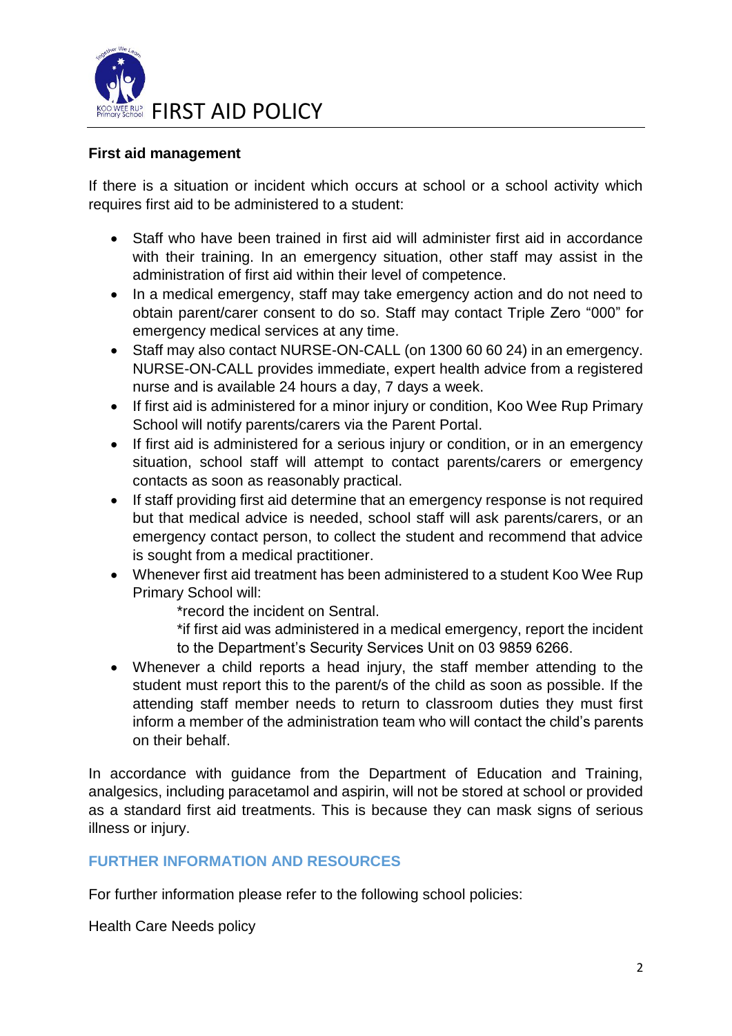# FIRST AID POLICY

**First aid management**

If there is a situation or incident which occurs at school or a school activity which requires first aid to be administered to a student:

- Staff who have been trained in first aid will administer first aid in accordance with their training. In an emergency situation, other staff may assist in the administration of first aid within their level of competence.
- In a medical emergency, staff may take emergency action and do not need to obtain parent/carer consent to do so. Staff may contact Triple Zero "000" for emergency medical services at any time.
- Staff may also contact NURSE-ON-CALL (on 1300 60 60 24) in an emergency. NURSE-ON-CALL provides immediate, expert health advice from a registered nurse and is available 24 hours a day, 7 days a week.
- If first aid is administered for a minor injury or condition, Koo Wee Rup Primary School will notify parents/carers via the Parent Portal.
- If first aid is administered for a serious injury or condition, or in an emergency situation, school staff will attempt to contact parents/carers or emergency contacts as soon as reasonably practical.
- If staff providing first aid determine that an emergency response is not required but that medical advice is needed, school staff will ask parents/carers, or an emergency contact person, to collect the student and recommend that advice is sought from a medical practitioner.
- Whenever first aid treatment has been administered to a student Koo Wee Rup Primary School will:
  
  *record the incident on Sentral.
  
  *if first aid was administered in a medical emergency, report the incident to the Department's Security Services Unit on 03 9859 6266.
- Whenever a child reports a head injury, the staff member attending to the student must report this to the parent/s of the child as soon as possible. If the attending staff member needs to return to classroom duties they must first inform a member of the administration team who will contact the child's parents on their behalf.

In accordance with guidance from the Department of Education and Training, analgesics, including paracetamol and aspirin, will not be stored at school or provided as a standard first aid treatments. This is because they can mask signs of serious illness or injury.

## FURTHER INFORMATION AND RESOURCES

For further information please refer to the following school policies:

Health Care Needs policy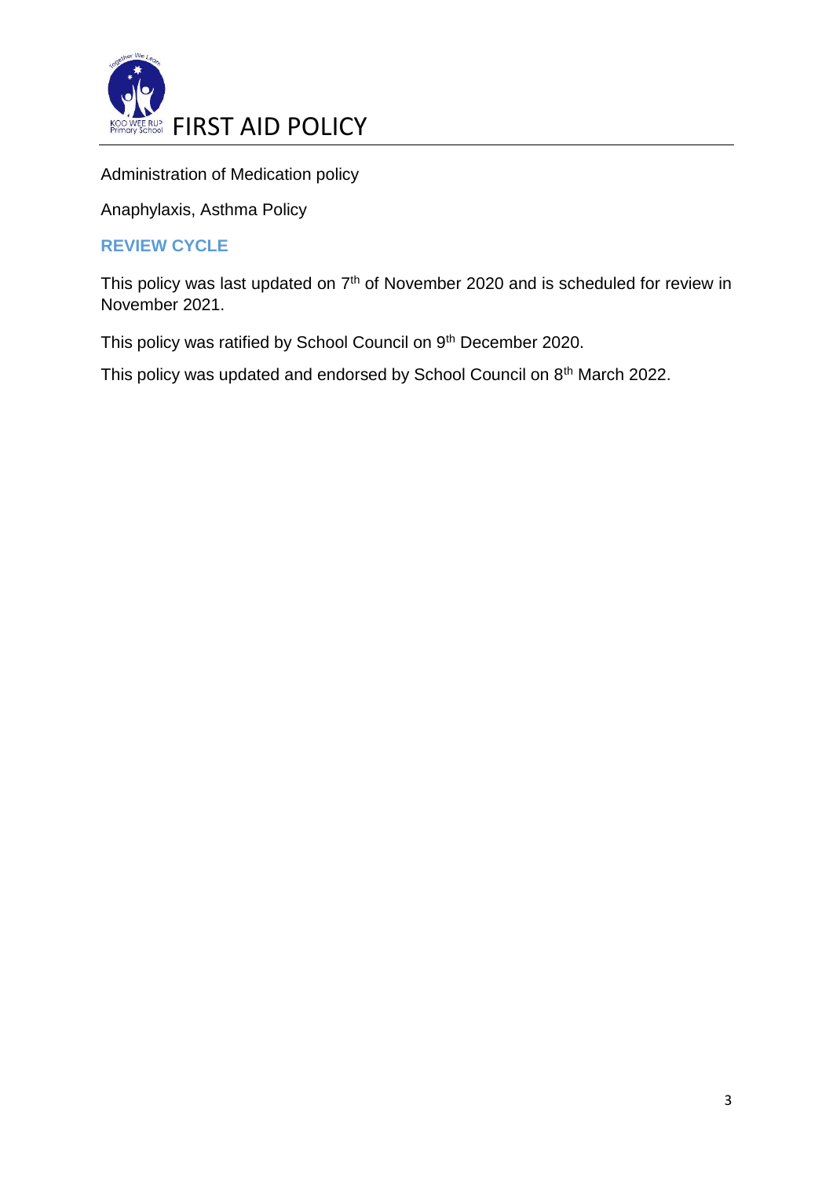Administration of Medication policy

Anaphylaxis, Asthma Policy

## REVIEW CYCLE

This policy was last updated on 7th of November 2020 and is scheduled for review in November 2021.

This policy was ratified by School Council on 9th December 2020.

This policy was updated and endorsed by School Council on 8th March 2022.